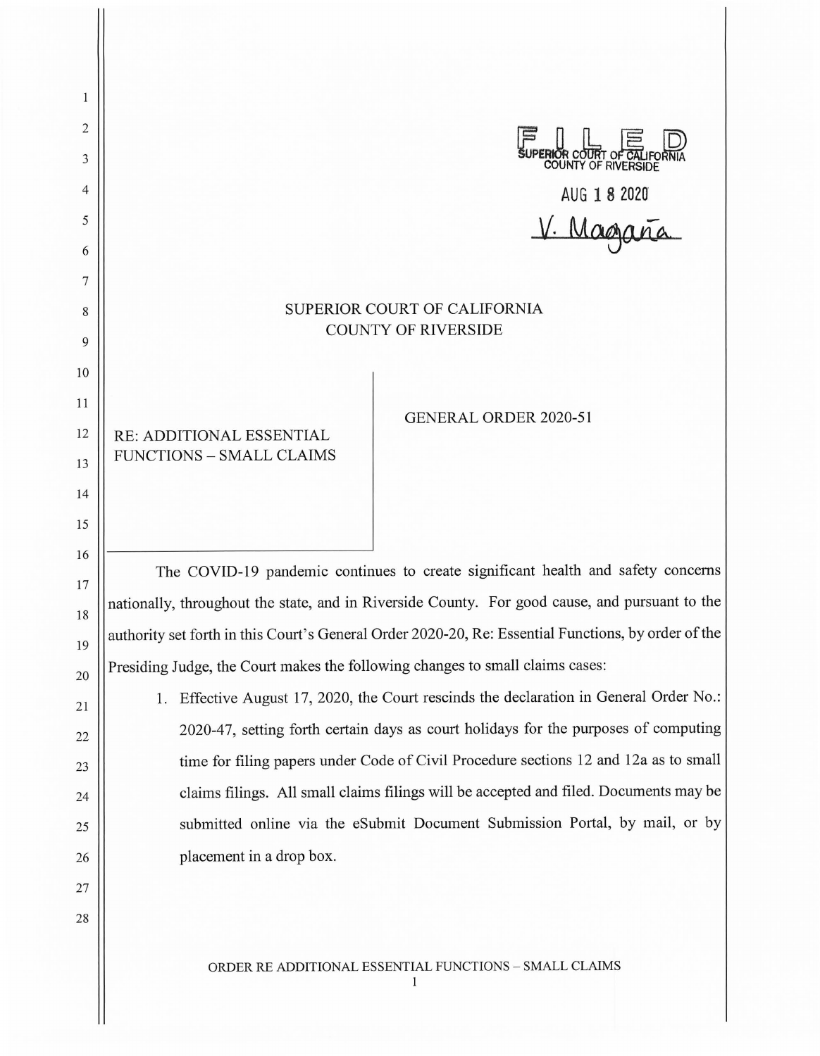FILED
SUPERIOR COURT OF CALIFORNIA
COUNTY OF RIVERSIDE

AUG 18 2020

V. Magaña

SUPERIOR COURT OF CALIFORNIA
COUNTY OF RIVERSIDE

RE: ADDITIONAL ESSENTIAL FUNCTIONS – SMALL CLAIMS

GENERAL ORDER 2020-51

The COVID-19 pandemic continues to create significant health and safety concerns nationally, throughout the state, and in Riverside County. For good cause, and pursuant to the authority set forth in this Court's General Order 2020-20, Re: Essential Functions, by order of the Presiding Judge, the Court makes the following changes to small claims cases:

1. Effective August 17, 2020, the Court rescinds the declaration in General Order No.: 2020-47, setting forth certain days as court holidays for the purposes of computing time for filing papers under Code of Civil Procedure sections 12 and 12a as to small claims filings. All small claims filings will be accepted and filed. Documents may be submitted online via the eSubmit Document Submission Portal, by mail, or by placement in a drop box.

ORDER RE ADDITIONAL ESSENTIAL FUNCTIONS – SMALL CLAIMS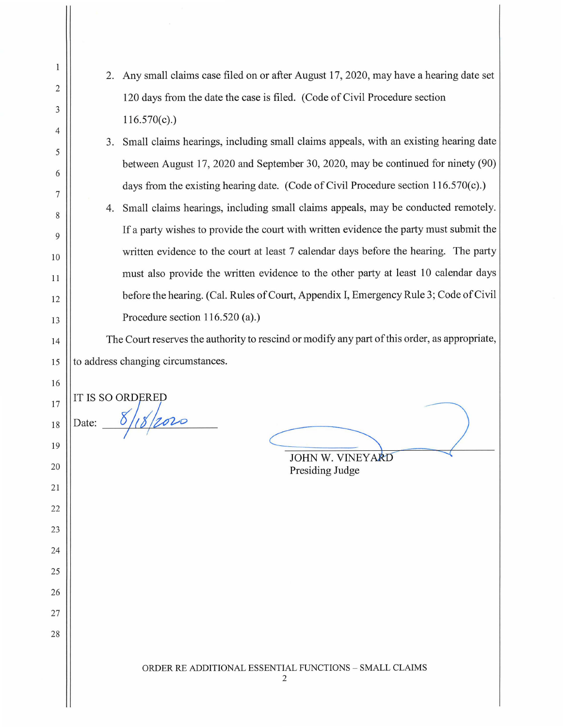2. Any small claims case filed on or after August 17, 2020, may have a hearing date set 120 days from the date the case is filed. (Code of Civil Procedure section 116.570(c).)
3. Small claims hearings, including small claims appeals, with an existing hearing date between August 17, 2020 and September 30, 2020, may be continued for ninety (90) days from the existing hearing date. (Code of Civil Procedure section 116.570(c).)
4. Small claims hearings, including small claims appeals, may be conducted remotely. If a party wishes to provide the court with written evidence the party must submit the written evidence to the court at least 7 calendar days before the hearing. The party must also provide the written evidence to the other party at least 10 calendar days before the hearing. (Cal. Rules of Court, Appendix I, Emergency Rule 3; Code of Civil Procedure section 116.520 (a).)

The Court reserves the authority to rescind or modify any part of this order, as appropriate, to address changing circumstances.

IT IS SO ORDERED

Date: 8/18/2020

JOHN W. VINEYARD
Presiding Judge

ORDER RE ADDITIONAL ESSENTIAL FUNCTIONS – SMALL CLAIMS